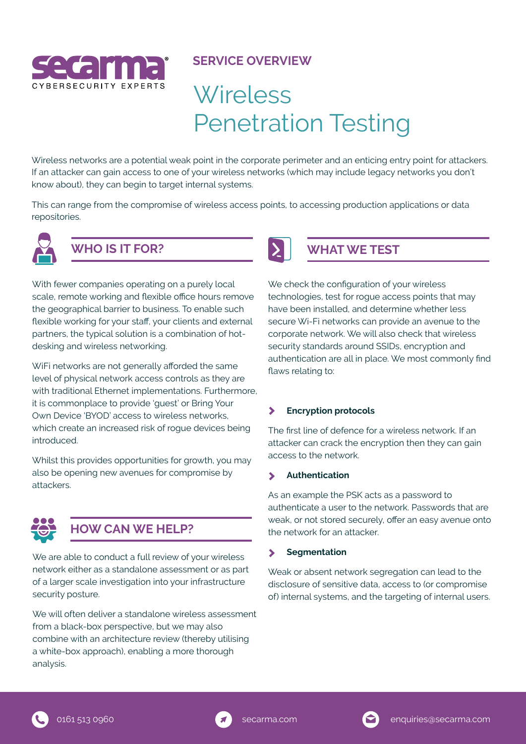secarma® CYBERSECURITY EXPERTS

**SERVICE OVERVIEW**

# Wireless Penetration Testing

Wireless networks are a potential weak point in the corporate perimeter and an enticing entry point for attackers. If an attacker can gain access to one of your wireless networks (which may include legacy networks you don't know about), they can begin to target internal systems.

This can range from the compromise of wireless access points, to accessing production applications or data repositories.

## WHO IS IT FOR?

With fewer companies operating on a purely local scale, remote working and flexible office hours remove the geographical barrier to business. To enable such flexible working for your staff, your clients and external partners, the typical solution is a combination of hot-desking and wireless networking.

WiFi networks are not generally afforded the same level of physical network access controls as they are with traditional Ethernet implementations. Furthermore, it is commonplace to provide 'guest' or Bring Your Own Device 'BYOD' access to wireless networks, which create an increased risk of rogue devices being introduced.

Whilst this provides opportunities for growth, you may also be opening new avenues for compromise by attackers.

## HOW CAN WE HELP?

We are able to conduct a full review of your wireless network either as a standalone assessment or as part of a larger scale investigation into your infrastructure security posture.

We will often deliver a standalone wireless assessment from a black-box perspective, but we may also combine with an architecture review (thereby utilising a white-box approach), enabling a more thorough analysis.

## WHAT WE TEST

We check the configuration of your wireless technologies, test for rogue access points that may have been installed, and determine whether less secure Wi-Fi networks can provide an avenue to the corporate network. We will also check that wireless security standards around SSIDs, encryption and authentication are all in place. We most commonly find flaws relating to:

### Encryption protocols

The first line of defence for a wireless network. If an attacker can crack the encryption then they can gain access to the network.

### Authentication

As an example the PSK acts as a password to authenticate a user to the network. Passwords that are weak, or not stored securely, offer an easy avenue onto the network for an attacker.

### Segmentation

Weak or absent network segregation can lead to the disclosure of sensitive data, access to (or compromise of) internal systems, and the targeting of internal users.

0161 513 0960 | secarma.com | enquiries@secarma.com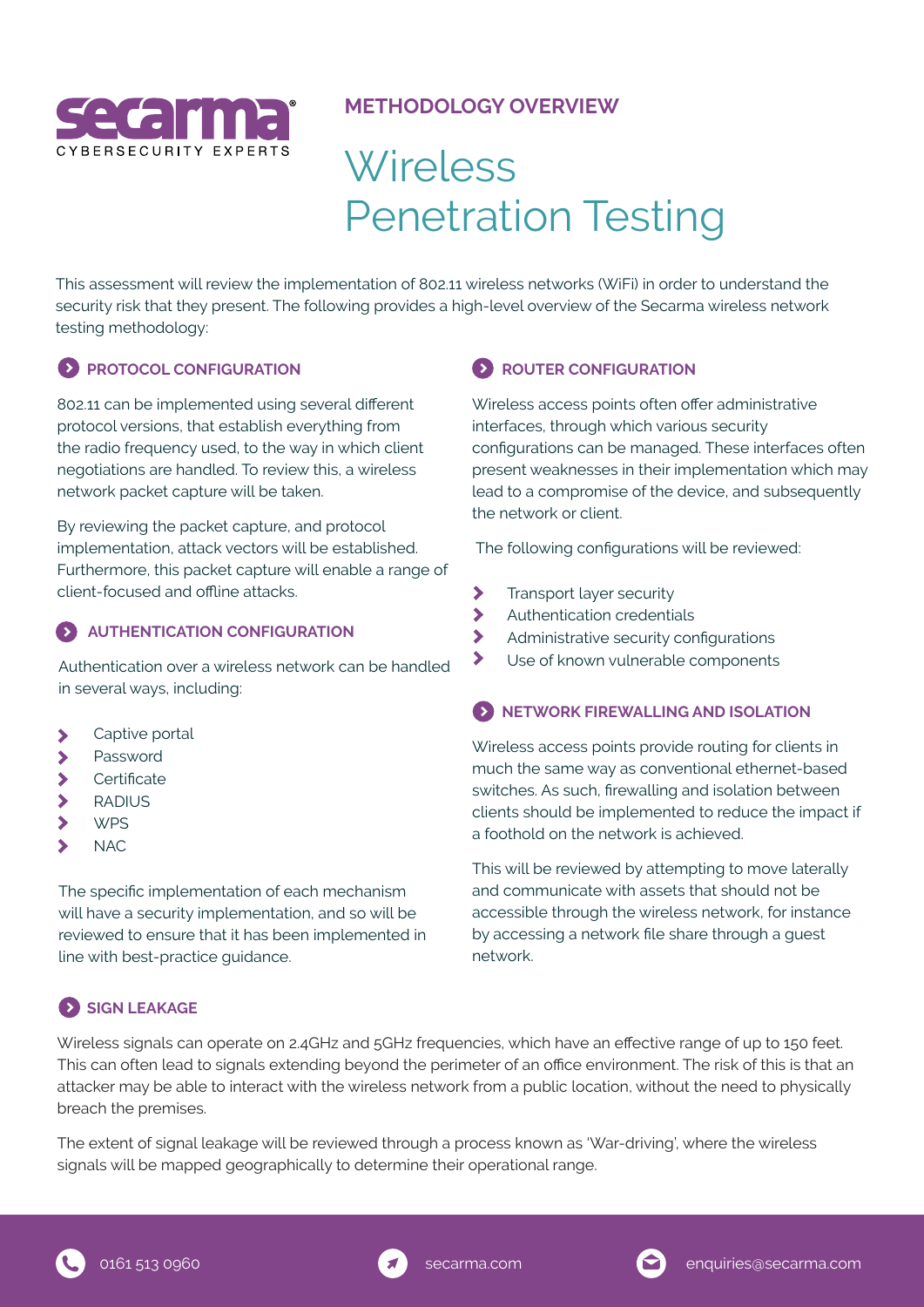secarma®
CYBERSECURITY EXPERTS

## METHODOLOGY OVERVIEW

# Wireless Penetration Testing

This assessment will review the implementation of 802.11 wireless networks (WiFi) in order to understand the security risk that they present. The following provides a high-level overview of the Secarma wireless network testing methodology:

### PROTOCOL CONFIGURATION

802.11 can be implemented using several different protocol versions, that establish everything from the radio frequency used, to the way in which client negotiations are handled. To review this, a wireless network packet capture will be taken.

By reviewing the packet capture, and protocol implementation, attack vectors will be established. Furthermore, this packet capture will enable a range of client-focused and offline attacks.

### AUTHENTICATION CONFIGURATION

Authentication over a wireless network can be handled in several ways, including:

- Captive portal
- Password
- Certificate
- RADIUS
- WPS
- NAC

The specific implementation of each mechanism will have a security implementation, and so will be reviewed to ensure that it has been implemented in line with best-practice guidance.

### ROUTER CONFIGURATION

Wireless access points often offer administrative interfaces, through which various security configurations can be managed. These interfaces often present weaknesses in their implementation which may lead to a compromise of the device, and subsequently the network or client.

The following configurations will be reviewed:

- Transport layer security
- Authentication credentials
- Administrative security configurations
- Use of known vulnerable components

### NETWORK FIREWALLING AND ISOLATION

Wireless access points provide routing for clients in much the same way as conventional ethernet-based switches. As such, firewalling and isolation between clients should be implemented to reduce the impact if a foothold on the network is achieved.

This will be reviewed by attempting to move laterally and communicate with assets that should not be accessible through the wireless network, for instance by accessing a network file share through a guest network.

### SIGN LEAKAGE

Wireless signals can operate on 2.4GHz and 5GHz frequencies, which have an effective range of up to 150 feet. This can often lead to signals extending beyond the perimeter of an office environment. The risk of this is that an attacker may be able to interact with the wireless network from a public location, without the need to physically breach the premises.

The extent of signal leakage will be reviewed through a process known as 'War-driving', where the wireless signals will be mapped geographically to determine their operational range.

0161 513 0960 secarma.com enquiries@secarma.com